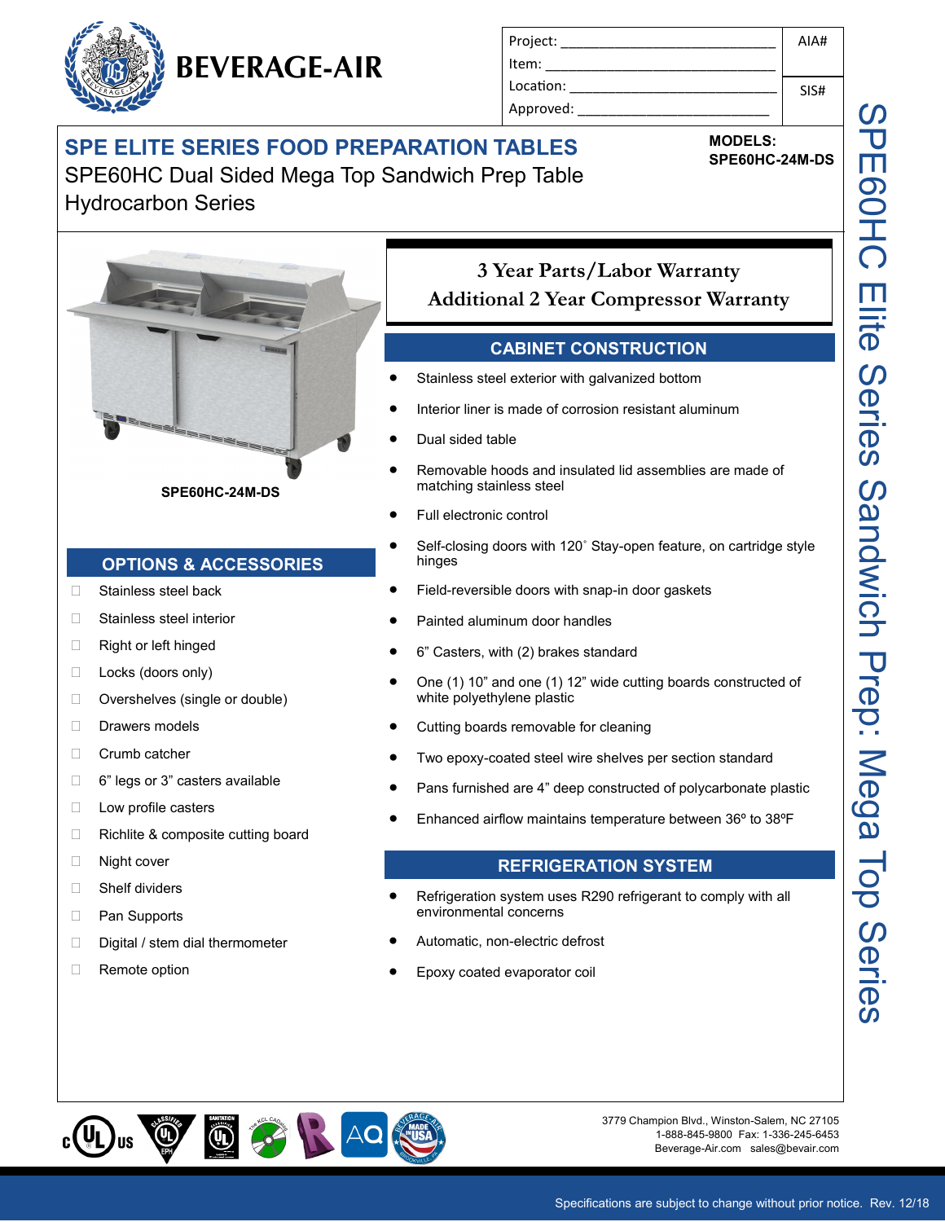BEVERAGE-AIR

| Project: | AIA# |
|---|---|
| Item: | |
| Location: | SIS# |
| Approved: | |

# SPE ELITE SERIES FOOD PREPARATION TABLES

SPE60HC Dual Sided Mega Top Sandwich Prep Table
Hydrocarbon Series

**MODELS:**
**SPE60HC-24M-DS**

SPE60HC Elite Series Sandwich Prep: Mega Top Series

**SPE60HC-24M-DS**

**3 Year Parts/Labor Warranty**
**Additional 2 Year Compressor Warranty**

## CABINET CONSTRUCTION

- Stainless steel exterior with galvanized bottom
- Interior liner is made of corrosion resistant aluminum
- Dual sided table
- Removable hoods and insulated lid assemblies are made of matching stainless steel
- Full electronic control
- Self-closing doors with 120˚ Stay-open feature, on cartridge style hinges
- Field-reversible doors with snap-in door gaskets
- Painted aluminum door handles
- 6" Casters, with (2) brakes standard
- One (1) 10" and one (1) 12" wide cutting boards constructed of white polyethylene plastic
- Cutting boards removable for cleaning
- Two epoxy-coated steel wire shelves per section standard
- Pans furnished are 4" deep constructed of polycarbonate plastic
- Enhanced airflow maintains temperature between 36º to 38ºF

## REFRIGERATION SYSTEM

- Refrigeration system uses R290 refrigerant to comply with all environmental concerns
- Automatic, non-electric defrost
- Epoxy coated evaporator coil

## OPTIONS & ACCESSORIES

- ☐ Stainless steel back
- ☐ Stainless steel interior
- ☐ Right or left hinged
- ☐ Locks (doors only)
- ☐ Overshelves (single or double)
- ☐ Drawers models
- ☐ Crumb catcher
- ☐ 6" legs or 3" casters available
- ☐ Low profile casters
- ☐ Richlite & composite cutting board
- ☐ Night cover
- ☐ Shelf dividers
- ☐ Pan Supports
- ☐ Digital / stem dial thermometer
- ☐ Remote option

3779 Champion Blvd., Winston-Salem, NC 27105
1-888-845-9800 Fax: 1-336-245-6453
Beverage-Air.com sales@bevair.com

Specifications are subject to change without prior notice. Rev. 12/18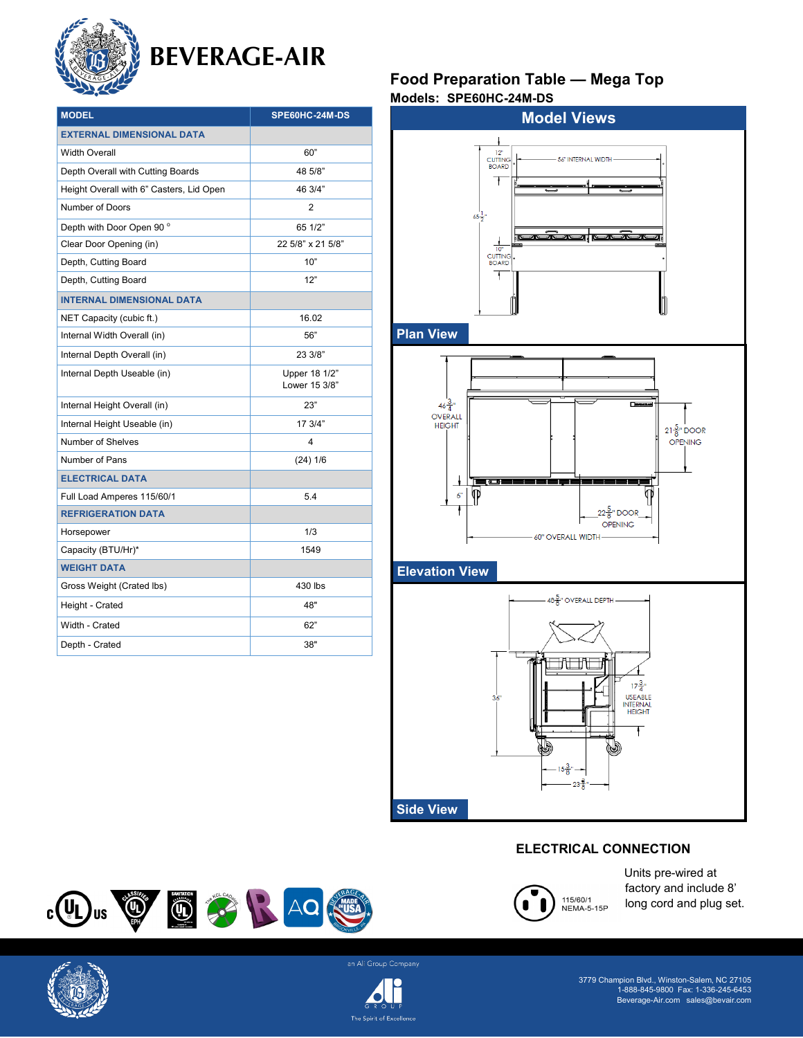# BEVERAGE-AIR

## Food Preparation Table — Mega Top

**Models: SPE60HC-24M-DS**

| MODEL | SPE60HC-24M-DS |
|---|---|
| **EXTERNAL DIMENSIONAL DATA** | |
| Width Overall | 60" |
| Depth Overall with Cutting Boards | 48 5/8" |
| Height Overall with 6" Casters, Lid Open | 46 3/4" |
| Number of Doors | 2 |
| Depth with Door Open 90 ° | 65 1/2" |
| Clear Door Opening (in) | 22 5/8" x 21 5/8" |
| Depth, Cutting Board | 10" |
| Depth, Cutting Board | 12" |
| **INTERNAL DIMENSIONAL DATA** | |
| NET Capacity (cubic ft.) | 16.02 |
| Internal Width Overall (in) | 56" |
| Internal Depth Overall (in) | 23 3/8" |
| Internal Depth Useable (in) | Upper 18 1/2" Lower 15 3/8" |
| Internal Height Overall (in) | 23" |
| Internal Height Useable (in) | 17 3/4" |
| Number of Shelves | 4 |
| Number of Pans | (24) 1/6 |
| **ELECTRICAL DATA** | |
| Full Load Amperes 115/60/1 | 5.4 |
| **REFRIGERATION DATA** | |
| Horsepower | 1/3 |
| Capacity (BTU/Hr)* | 1549 |
| **WEIGHT DATA** | |
| Gross Weight (Crated lbs) | 430 lbs |
| Height - Crated | 48" |
| Width - Crated | 62" |
| Depth - Crated | 38" |

## Model Views

**Plan View**

12" CUTTING BOARD
56" INTERNAL WIDTH
65 1/2"
10" CUTTING BOARD

**Elevation View**

46 3/4" OVERALL HEIGHT
21 5/8" DOOR OPENING
6"
22 5/8" DOOR OPENING
60" OVERALL WIDTH

**Side View**

48 5/8" OVERALL DEPTH
36"
17 3/4" USEABLE INTERNAL HEIGHT
15 3/8"
23 3/8"

## ELECTRICAL CONNECTION

115/60/1
NEMA-5-15P

Units pre-wired at factory and include 8' long cord and plug set.

an Ali Group Company

The Spirit of Excellence

3779 Champion Blvd., Winston-Salem, NC 27105
1-888-845-9800 Fax: 1-336-245-6453
Beverage-Air.com sales@bevair.com